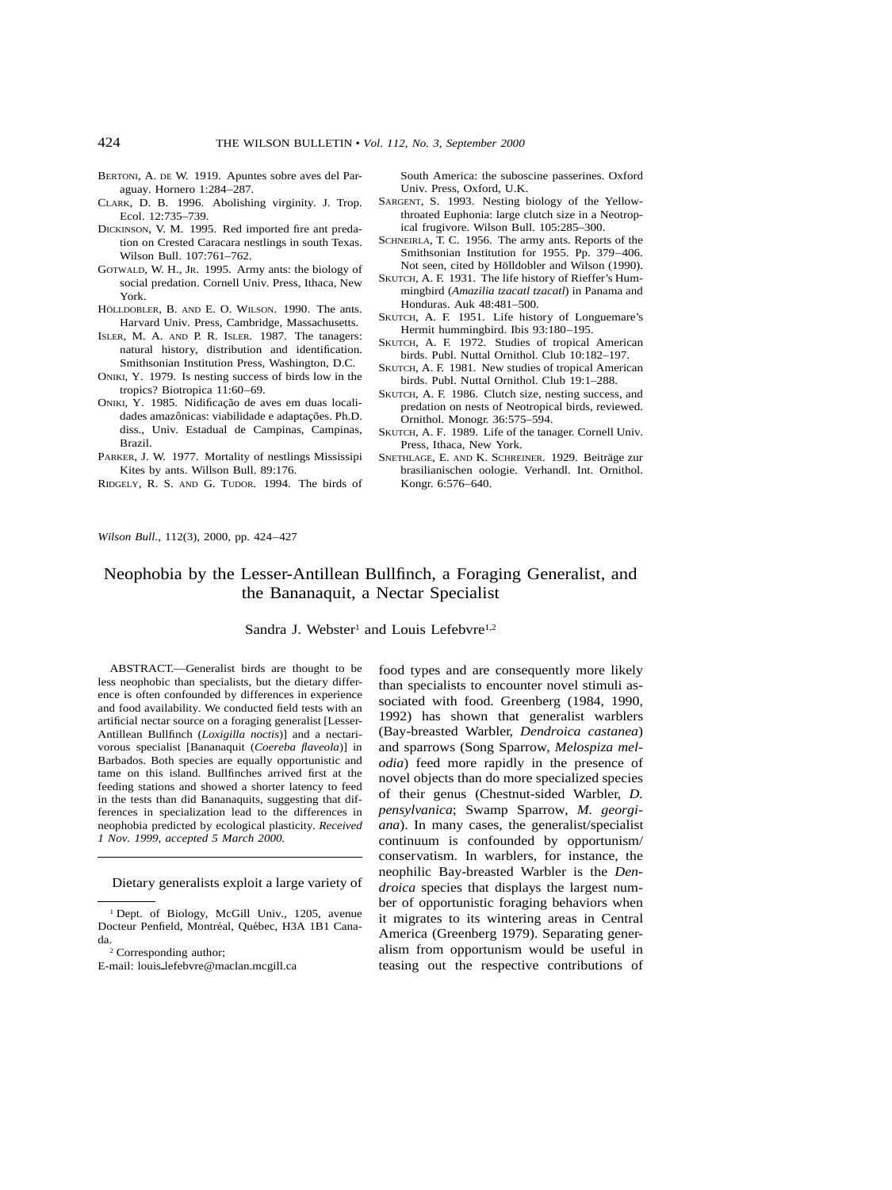BERTONI, A. DE W. 1919. Apuntes sobre aves del Paraguay. Hornero 1:284–287.

CLARK, D. B. 1996. Abolishing virginity. J. Trop. Ecol. 12:735–739.

DICKINSON, V. M. 1995. Red imported fire ant predation on Crested Caracara nestlings in south Texas. Wilson Bull. 107:761–762.

GOTWALD, W. H., JR. 1995. Army ants: the biology of social predation. Cornell Univ. Press, Ithaca, New York.

HÖLLDOBLER, B. AND E. O. WILSON. 1990. The ants. Harvard Univ. Press, Cambridge, Massachusetts.

ISLER, M. A. AND P. R. ISLER. 1987. The tanagers: natural history, distribution and identification. Smithsonian Institution Press, Washington, D.C.

ONIKI, Y. 1979. Is nesting success of birds low in the tropics? Biotropica 11:60–69.

ONIKI, Y. 1985. Nidificação de aves em duas localidades amazônicas: viabilidade e adaptações. Ph.D. diss., Univ. Estadual de Campinas, Campinas, Brazil.

PARKER, J. W. 1977. Mortality of nestlings Mississipi Kites by ants. Willson Bull. 89:176.

RIDGELY, R. S. AND G. TUDOR. 1994. The birds of South America: the suboscine passerines. Oxford Univ. Press, Oxford, U.K.

SARGENT, S. 1993. Nesting biology of the Yellow-throated Euphonia: large clutch size in a Neotropical frugivore. Wilson Bull. 105:285–300.

SCHNEIRLA, T. C. 1956. The army ants. Reports of the Smithsonian Institution for 1955. Pp. 379–406. Not seen, cited by Hölldobler and Wilson (1990).

SKUTCH, A. F. 1931. The life history of Rieffer's Hummingbird (*Amazilia tzacatl tzacatl*) in Panama and Honduras. Auk 48:481–500.

SKUTCH, A. F. 1951. Life history of Longuemare's Hermit hummingbird. Ibis 93:180–195.

SKUTCH, A. F. 1972. Studies of tropical American birds. Publ. Nuttal Ornithol. Club 10:182–197.

SKUTCH, A. F. 1981. New studies of tropical American birds. Publ. Nuttal Ornithol. Club 19:1–288.

SKUTCH, A. F. 1986. Clutch size, nesting success, and predation on nests of Neotropical birds, reviewed. Ornithol. Monogr. 36:575–594.

SKUTCH, A. F. 1989. Life of the tanager. Cornell Univ. Press, Ithaca, New York.

SNETHLAGE, E. AND K. SCHREINER. 1929. Beiträge zur brasilianischen oologie. Verhandl. Int. Ornithol. Kongr. 6:576–640.

*Wilson Bull.*, 112(3), 2000, pp. 424–427

# Neophobia by the Lesser-Antillean Bullfinch, a Foraging Generalist, and the Bananaquit, a Nectar Specialist

Sandra J. Webster[1] and Louis Lefebvre[1,2]

ABSTRACT.—Generalist birds are thought to be less neophobic than specialists, but the dietary difference is often confounded by differences in experience and food availability. We conducted field tests with an artificial nectar source on a foraging generalist [Lesser-Antillean Bullfinch (*Loxigilla noctis*)] and a nectarivorous specialist [Bananaquit (*Coereba flaveola*)] in Barbados. Both species are equally opportunistic and tame on this island. Bullfinches arrived first at the feeding stations and showed a shorter latency to feed in the tests than did Bananaquits, suggesting that differences in specialization lead to the differences in neophobia predicted by ecological plasticity. *Received 1 Nov. 1999, accepted 5 March 2000.*

Dietary generalists exploit a large variety of food types and are consequently more likely than specialists to encounter novel stimuli associated with food. Greenberg (1984, 1990, 1992) has shown that generalist warblers (Bay-breasted Warbler, *Dendroica castanea*) and sparrows (Song Sparrow, *Melospiza melodia*) feed more rapidly in the presence of novel objects than do more specialized species of their genus (Chestnut-sided Warbler, *D. pensylvanica*; Swamp Sparrow, *M. georgiana*). In many cases, the generalist/specialist continuum is confounded by opportunism/conservatism. In warblers, for instance, the neophilic Bay-breasted Warbler is the *Dendroica* species that displays the largest number of opportunistic foraging behaviors when it migrates to its wintering areas in Central America (Greenberg 1979). Separating generalism from opportunism would be useful in teasing out the respective contributions of

[1] Dept. of Biology, McGill Univ., 1205, avenue Docteur Penfield, Montréal, Québec, H3A 1B1 Canada.

[2] Corresponding author;
E-mail: louis_lefebvre@maclan.mcgill.ca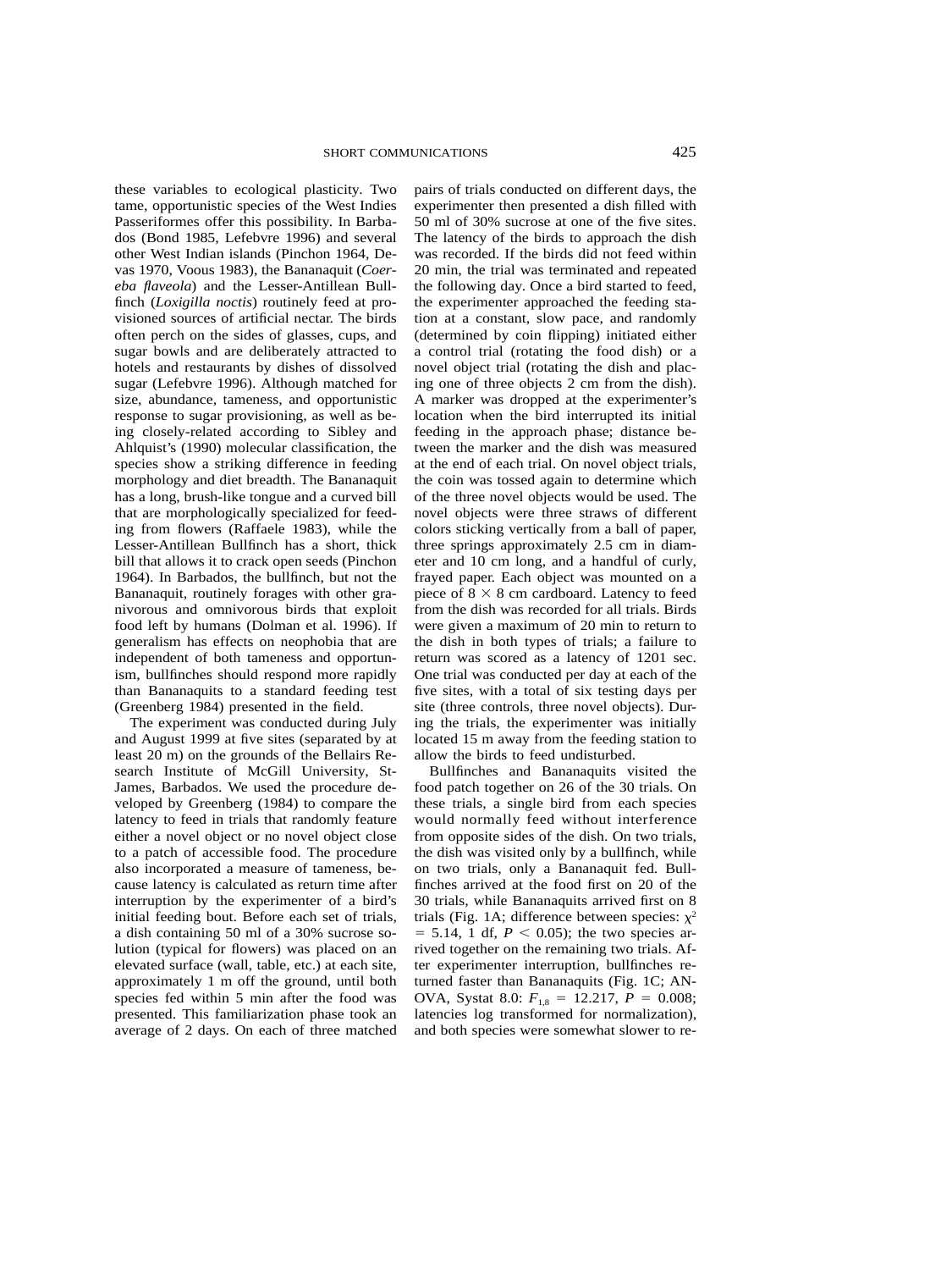these variables to ecological plasticity. Two tame, opportunistic species of the West Indies Passeriformes offer this possibility. In Barbados (Bond 1985, Lefebvre 1996) and several other West Indian islands (Pinchon 1964, Devas 1970, Voous 1983), the Bananaquit (*Coereba flaveola*) and the Lesser-Antillean Bullfinch (*Loxigilla noctis*) routinely feed at provisioned sources of artificial nectar. The birds often perch on the sides of glasses, cups, and sugar bowls and are deliberately attracted to hotels and restaurants by dishes of dissolved sugar (Lefebvre 1996). Although matched for size, abundance, tameness, and opportunistic response to sugar provisioning, as well as being closely-related according to Sibley and Ahlquist's (1990) molecular classification, the species show a striking difference in feeding morphology and diet breadth. The Bananaquit has a long, brush-like tongue and a curved bill that are morphologically specialized for feeding from flowers (Raffaele 1983), while the Lesser-Antillean Bullfinch has a short, thick bill that allows it to crack open seeds (Pinchon 1964). In Barbados, the bullfinch, but not the Bananaquit, routinely forages with other granivorous and omnivorous birds that exploit food left by humans (Dolman et al. 1996). If generalism has effects on neophobia that are independent of both tameness and opportunism, bullfinches should respond more rapidly than Bananaquits to a standard feeding test (Greenberg 1984) presented in the field.

The experiment was conducted during July and August 1999 at five sites (separated by at least 20 m) on the grounds of the Bellairs Research Institute of McGill University, St-James, Barbados. We used the procedure developed by Greenberg (1984) to compare the latency to feed in trials that randomly feature either a novel object or no novel object close to a patch of accessible food. The procedure also incorporated a measure of tameness, because latency is calculated as return time after interruption by the experimenter of a bird's initial feeding bout. Before each set of trials, a dish containing 50 ml of a 30% sucrose solution (typical for flowers) was placed on an elevated surface (wall, table, etc.) at each site, approximately 1 m off the ground, until both species fed within 5 min after the food was presented. This familiarization phase took an average of 2 days. On each of three matched pairs of trials conducted on different days, the experimenter then presented a dish filled with 50 ml of 30% sucrose at one of the five sites. The latency of the birds to approach the dish was recorded. If the birds did not feed within 20 min, the trial was terminated and repeated the following day. Once a bird started to feed, the experimenter approached the feeding station at a constant, slow pace, and randomly (determined by coin flipping) initiated either a control trial (rotating the food dish) or a novel object trial (rotating the dish and placing one of three objects 2 cm from the dish). A marker was dropped at the experimenter's location when the bird interrupted its initial feeding in the approach phase; distance between the marker and the dish was measured at the end of each trial. On novel object trials, the coin was tossed again to determine which of the three novel objects would be used. The novel objects were three straws of different colors sticking vertically from a ball of paper, three springs approximately 2.5 cm in diameter and 10 cm long, and a handful of curly, frayed paper. Each object was mounted on a piece of $8 \times 8$ cm cardboard. Latency to feed from the dish was recorded for all trials. Birds were given a maximum of 20 min to return to the dish in both types of trials; a failure to return was scored as a latency of 1201 sec. One trial was conducted per day at each of the five sites, with a total of six testing days per site (three controls, three novel objects). During the trials, the experimenter was initially located 15 m away from the feeding station to allow the birds to feed undisturbed.

Bullfinches and Bananaquits visited the food patch together on 26 of the 30 trials. On these trials, a single bird from each species would normally feed without interference from opposite sides of the dish. On two trials, the dish was visited only by a bullfinch, while on two trials, only a Bananaquit fed. Bullfinches arrived at the food first on 20 of the 30 trials, while Bananaquits arrived first on 8 trials (Fig. 1A; difference between species: $\chi^2 = 5.14$, 1 df, $P < 0.05$); the two species arrived together on the remaining two trials. After experimenter interruption, bullfinches returned faster than Bananaquits (Fig. 1C; ANOVA, Systat 8.0: $F_{1,8} = 12.217$, $P = 0.008$; latencies log transformed for normalization), and both species were somewhat slower to re-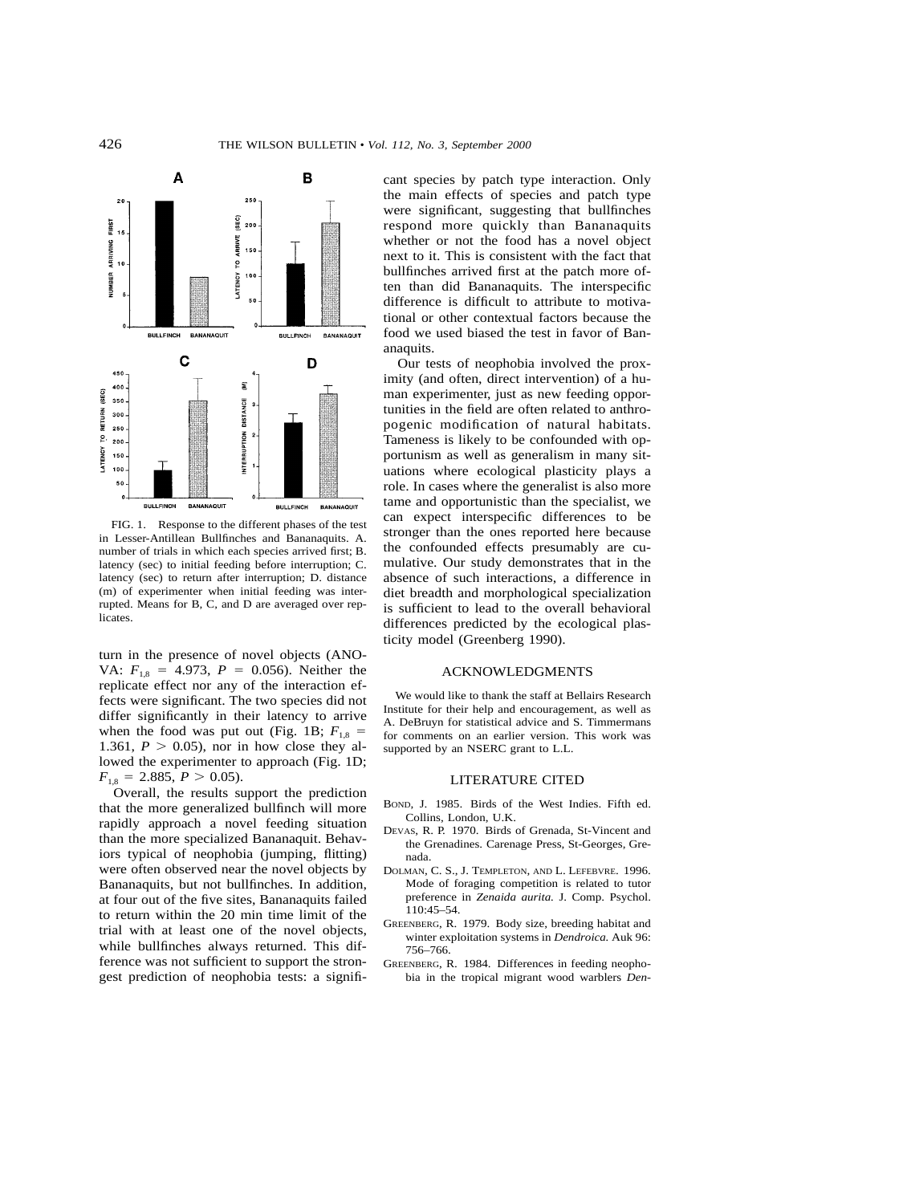FIG. 1. Response to the different phases of the test in Lesser-Antillean Bullfinches and Bananaquits. A. number of trials in which each species arrived first; B. latency (sec) to initial feeding before interruption; C. latency (sec) to return after interruption; D. distance (m) of experimenter when initial feeding was interrupted. Means for B, C, and D are averaged over replicates.

turn in the presence of novel objects (ANOVA: $F_{1,8}$ = 4.973, $P$ = 0.056). Neither the replicate effect nor any of the interaction effects were significant. The two species did not differ significantly in their latency to arrive when the food was put out (Fig. 1B; $F_{1,8}$ = 1.361, $P > 0.05$), nor in how close they allowed the experimenter to approach (Fig. 1D; $F_{1,8}$ = 2.885, $P > 0.05$).

Overall, the results support the prediction that the more generalized bullfinch will more rapidly approach a novel feeding situation than the more specialized Bananaquit. Behaviors typical of neophobia (jumping, flitting) were often observed near the novel objects by Bananaquits, but not bullfinches. In addition, at four out of the five sites, Bananaquits failed to return within the 20 min time limit of the trial with at least one of the novel objects, while bullfinches always returned. This difference was not sufficient to support the strongest prediction of neophobia tests: a significant species by patch type interaction. Only the main effects of species and patch type were significant, suggesting that bullfinches respond more quickly than Bananaquits whether or not the food has a novel object next to it. This is consistent with the fact that bullfinches arrived first at the patch more often than did Bananaquits. The interspecific difference is difficult to attribute to motivational or other contextual factors because the food we used biased the test in favor of Bananaquits.

Our tests of neophobia involved the proximity (and often, direct intervention) of a human experimenter, just as new feeding opportunities in the field are often related to anthropogenic modification of natural habitats. Tameness is likely to be confounded with opportunism as well as generalism in many situations where ecological plasticity plays a role. In cases where the generalist is also more tame and opportunistic than the specialist, we can expect interspecific differences to be stronger than the ones reported here because the confounded effects presumably are cumulative. Our study demonstrates that in the absence of such interactions, a difference in diet breadth and morphological specialization is sufficient to lead to the overall behavioral differences predicted by the ecological plasticity model (Greenberg 1990).

## ACKNOWLEDGMENTS

We would like to thank the staff at Bellairs Research Institute for their help and encouragement, as well as A. DeBruyn for statistical advice and S. Timmermans for comments on an earlier version. This work was supported by an NSERC grant to L.L.

## LITERATURE CITED

BOND, J. 1985. Birds of the West Indies. Fifth ed. Collins, London, U.K.

DEVAS, R. P. 1970. Birds of Grenada, St-Vincent and the Grenadines. Carenage Press, St-Georges, Grenada.

DOLMAN, C. S., J. TEMPLETON, AND L. LEFEBVRE. 1996. Mode of foraging competition is related to tutor preference in *Zenaida aurita.* J. Comp. Psychol. 110:45–54.

GREENBERG, R. 1979. Body size, breeding habitat and winter exploitation systems in *Dendroica.* Auk 96: 756–766.

GREENBERG, R. 1984. Differences in feeding neophobia in the tropical migrant wood warblers *Den-*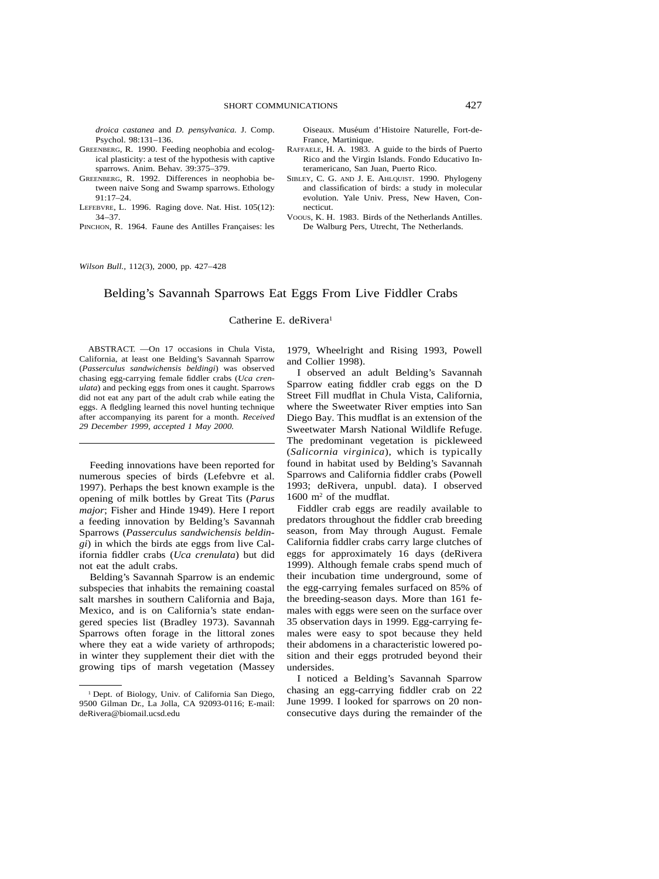*droica castanea* and *D. pensylvanica.* J. Comp. Psychol. 98:131–136.

GREENBERG, R. 1990. Feeding neophobia and ecological plasticity: a test of the hypothesis with captive sparrows. Anim. Behav. 39:375–379.

GREENBERG, R. 1992. Differences in neophobia between naive Song and Swamp sparrows. Ethology 91:17–24.

LEFEBVRE, L. 1996. Raging dove. Nat. Hist. 105(12): 34–37.

PINCHON, R. 1964. Faune des Antilles Françaises: les Oiseaux. Muséum d'Histoire Naturelle, Fort-de-France, Martinique.

RAFFAELE, H. A. 1983. A guide to the birds of Puerto Rico and the Virgin Islands. Fondo Educativo Interamericano, San Juan, Puerto Rico.

SIBLEY, C. G. AND J. E. AHLQUIST. 1990. Phylogeny and classification of birds: a study in molecular evolution. Yale Univ. Press, New Haven, Connecticut.

VOOUS, K. H. 1983. Birds of the Netherlands Antilles. De Walburg Pers, Utrecht, The Netherlands.

*Wilson Bull.*, 112(3), 2000, pp. 427–428

# Belding's Savannah Sparrows Eat Eggs From Live Fiddler Crabs

Catherine E. deRivera[1]

ABSTRACT. —On 17 occasions in Chula Vista, California, at least one Belding's Savannah Sparrow (*Passerculus sandwichensis beldingi*) was observed chasing egg-carrying female fiddler crabs (*Uca crenulata*) and pecking eggs from ones it caught. Sparrows did not eat any part of the adult crab while eating the eggs. A fledgling learned this novel hunting technique after accompanying its parent for a month. *Received 29 December 1999, accepted 1 May 2000.*

Feeding innovations have been reported for numerous species of birds (Lefebvre et al. 1997). Perhaps the best known example is the opening of milk bottles by Great Tits (*Parus major*; Fisher and Hinde 1949). Here I report a feeding innovation by Belding's Savannah Sparrows (*Passerculus sandwichensis beldingi*) in which the birds ate eggs from live California fiddler crabs (*Uca crenulata*) but did not eat the adult crabs.

Belding's Savannah Sparrow is an endemic subspecies that inhabits the remaining coastal salt marshes in southern California and Baja, Mexico, and is on California's state endangered species list (Bradley 1973). Savannah Sparrows often forage in the littoral zones where they eat a wide variety of arthropods; in winter they supplement their diet with the growing tips of marsh vegetation (Massey 1979, Wheelright and Rising 1993, Powell and Collier 1998).

I observed an adult Belding's Savannah Sparrow eating fiddler crab eggs on the D Street Fill mudflat in Chula Vista, California, where the Sweetwater River empties into San Diego Bay. This mudflat is an extension of the Sweetwater Marsh National Wildlife Refuge. The predominant vegetation is pickleweed (*Salicornia virginica*), which is typically found in habitat used by Belding's Savannah Sparrows and California fiddler crabs (Powell 1993; deRivera, unpubl. data). I observed 1600 $m^2$ of the mudflat.

Fiddler crab eggs are readily available to predators throughout the fiddler crab breeding season, from May through August. Female California fiddler crabs carry large clutches of eggs for approximately 16 days (deRivera 1999). Although female crabs spend much of their incubation time underground, some of the egg-carrying females surfaced on 85% of the breeding-season days. More than 161 females with eggs were seen on the surface over 35 observation days in 1999. Egg-carrying females were easy to spot because they held their abdomens in a characteristic lowered position and their eggs protruded beyond their undersides.

I noticed a Belding's Savannah Sparrow chasing an egg-carrying fiddler crab on 22 June 1999. I looked for sparrows on 20 nonconsecutive days during the remainder of the

[1] Dept. of Biology, Univ. of California San Diego, 9500 Gilman Dr., La Jolla, CA 92093-0116; E-mail: deRivera@biomail.ucsd.edu